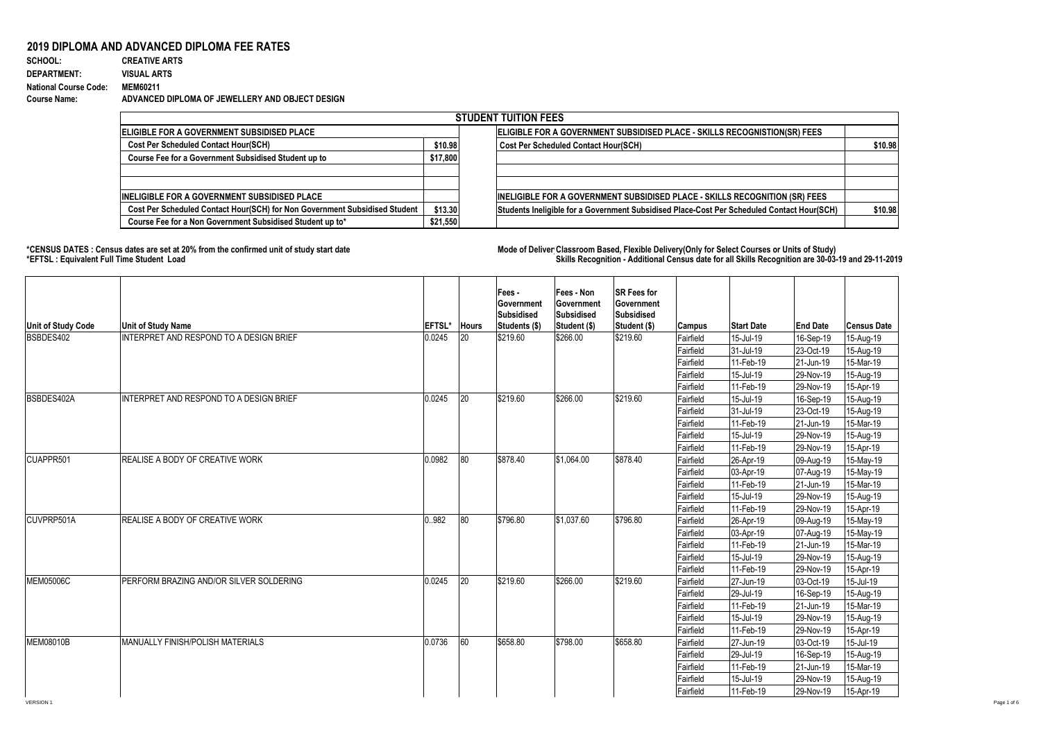# 2019 DIPLOMA AND ADVANCED DIPLOMA FEE RATES

**SCHOOL:** CREATIVE ARTS
**DEPARTMENT:** VISUAL ARTS
**National Course Code:** MEM60211
**Course Name:** ADVANCED DIPLOMA OF JEWELLERY AND OBJECT DESIGN

| STUDENT TUITION FEES | | | |
|---|---|---|---|
| **ELIGIBLE FOR A GOVERNMENT SUBSIDISED PLACE** | | **ELIGIBLE FOR A GOVERNMENT SUBSIDISED PLACE - SKILLS RECOGNISTION(SR) FEES** | |
| Cost Per Scheduled Contact Hour(SCH) | $10.98 | Cost Per Scheduled Contact Hour(SCH) | $10.98 |
| Course Fee for a Government Subsidised Student up to | $17,800 | | |
| | | | |
| | | | |
| **INELIGIBLE FOR A GOVERNMENT SUBSIDISED PLACE** | | **INELIGIBLE FOR A GOVERNMENT SUBSIDISED PLACE - SKILLS RECOGNITION (SR) FEES** | |
| Cost Per Scheduled Contact Hour(SCH) for Non Government Subsidised Student | $13.30 | Students Ineligible for a Government Subsidised Place-Cost Per Scheduled Contact Hour(SCH) | $10.98 |
| Course Fee for a Non Government Subsidised Student up to* | $21,550 | | |

*CENSUS DATES : Census dates are set at 20% from the confirmed unit of study start date
*EFTSL : Equivalent Full Time Student Load

Mode of Delivery: Classroom Based, Flexible Delivery(Only for Select Courses or Units of Study)
Skills Recognition - Additional Census date for all Skills Recognition are 30-03-19 and 29-11-2019

| Unit of Study Code | Unit of Study Name | EFTSL* | Hours | Fees - Government Subsidised Students ($) | Fees - Non Government Subsidised Student ($) | SR Fees for Government Subsidised Student ($) | Campus | Start Date | End Date | Census Date |
|---|---|---|---|---|---|---|---|---|---|---|
| BSBDES402 | INTERPRET AND RESPOND TO A DESIGN BRIEF | 0.0245 | 20 | $219.60 | $266.00 | $219.60 | Fairfield | 15-Jul-19 | 16-Sep-19 | 15-Aug-19 |
| | | | | | | | Fairfield | 31-Jul-19 | 23-Oct-19 | 15-Aug-19 |
| | | | | | | | Fairfield | 11-Feb-19 | 21-Jun-19 | 15-Mar-19 |
| | | | | | | | Fairfield | 15-Jul-19 | 29-Nov-19 | 15-Aug-19 |
| | | | | | | | Fairfield | 11-Feb-19 | 29-Nov-19 | 15-Apr-19 |
| BSBDES402A | INTERPRET AND RESPOND TO A DESIGN BRIEF | 0.0245 | 20 | $219.60 | $266.00 | $219.60 | Fairfield | 15-Jul-19 | 16-Sep-19 | 15-Aug-19 |
| | | | | | | | Fairfield | 31-Jul-19 | 23-Oct-19 | 15-Aug-19 |
| | | | | | | | Fairfield | 11-Feb-19 | 21-Jun-19 | 15-Mar-19 |
| | | | | | | | Fairfield | 15-Jul-19 | 29-Nov-19 | 15-Aug-19 |
| | | | | | | | Fairfield | 11-Feb-19 | 29-Nov-19 | 15-Apr-19 |
| CUAPPR501 | REALISE A BODY OF CREATIVE WORK | 0.0982 | 80 | $878.40 | $1,064.00 | $878.40 | Fairfield | 26-Apr-19 | 09-Aug-19 | 15-May-19 |
| | | | | | | | Fairfield | 03-Apr-19 | 07-Aug-19 | 15-May-19 |
| | | | | | | | Fairfield | 11-Feb-19 | 21-Jun-19 | 15-Mar-19 |
| | | | | | | | Fairfield | 15-Jul-19 | 29-Nov-19 | 15-Aug-19 |
| | | | | | | | Fairfield | 11-Feb-19 | 29-Nov-19 | 15-Apr-19 |
| CUVPRP501A | REALISE A BODY OF CREATIVE WORK | 0..982 | 80 | $796.80 | $1,037.60 | $796.80 | Fairfield | 26-Apr-19 | 09-Aug-19 | 15-May-19 |
| | | | | | | | Fairfield | 03-Apr-19 | 07-Aug-19 | 15-May-19 |
| | | | | | | | Fairfield | 11-Feb-19 | 21-Jun-19 | 15-Mar-19 |
| | | | | | | | Fairfield | 15-Jul-19 | 29-Nov-19 | 15-Aug-19 |
| | | | | | | | Fairfield | 11-Feb-19 | 29-Nov-19 | 15-Apr-19 |
| MEM05006C | PERFORM BRAZING AND/OR SILVER SOLDERING | 0.0245 | 20 | $219.60 | $266.00 | $219.60 | Fairfield | 27-Jun-19 | 03-Oct-19 | 15-Jul-19 |
| | | | | | | | Fairfield | 29-Jul-19 | 16-Sep-19 | 15-Aug-19 |
| | | | | | | | Fairfield | 11-Feb-19 | 21-Jun-19 | 15-Mar-19 |
| | | | | | | | Fairfield | 15-Jul-19 | 29-Nov-19 | 15-Aug-19 |
| | | | | | | | Fairfield | 11-Feb-19 | 29-Nov-19 | 15-Apr-19 |
| MEM08010B | MANUALLY FINISH/POLISH MATERIALS | 0.0736 | 60 | $658.80 | $798.00 | $658.80 | Fairfield | 27-Jun-19 | 03-Oct-19 | 15-Jul-19 |
| | | | | | | | Fairfield | 29-Jul-19 | 16-Sep-19 | 15-Aug-19 |
| | | | | | | | Fairfield | 11-Feb-19 | 21-Jun-19 | 15-Mar-19 |
| | | | | | | | Fairfield | 15-Jul-19 | 29-Nov-19 | 15-Aug-19 |
| | | | | | | | Fairfield | 11-Feb-19 | 29-Nov-19 | 15-Apr-19 |

VERSION 1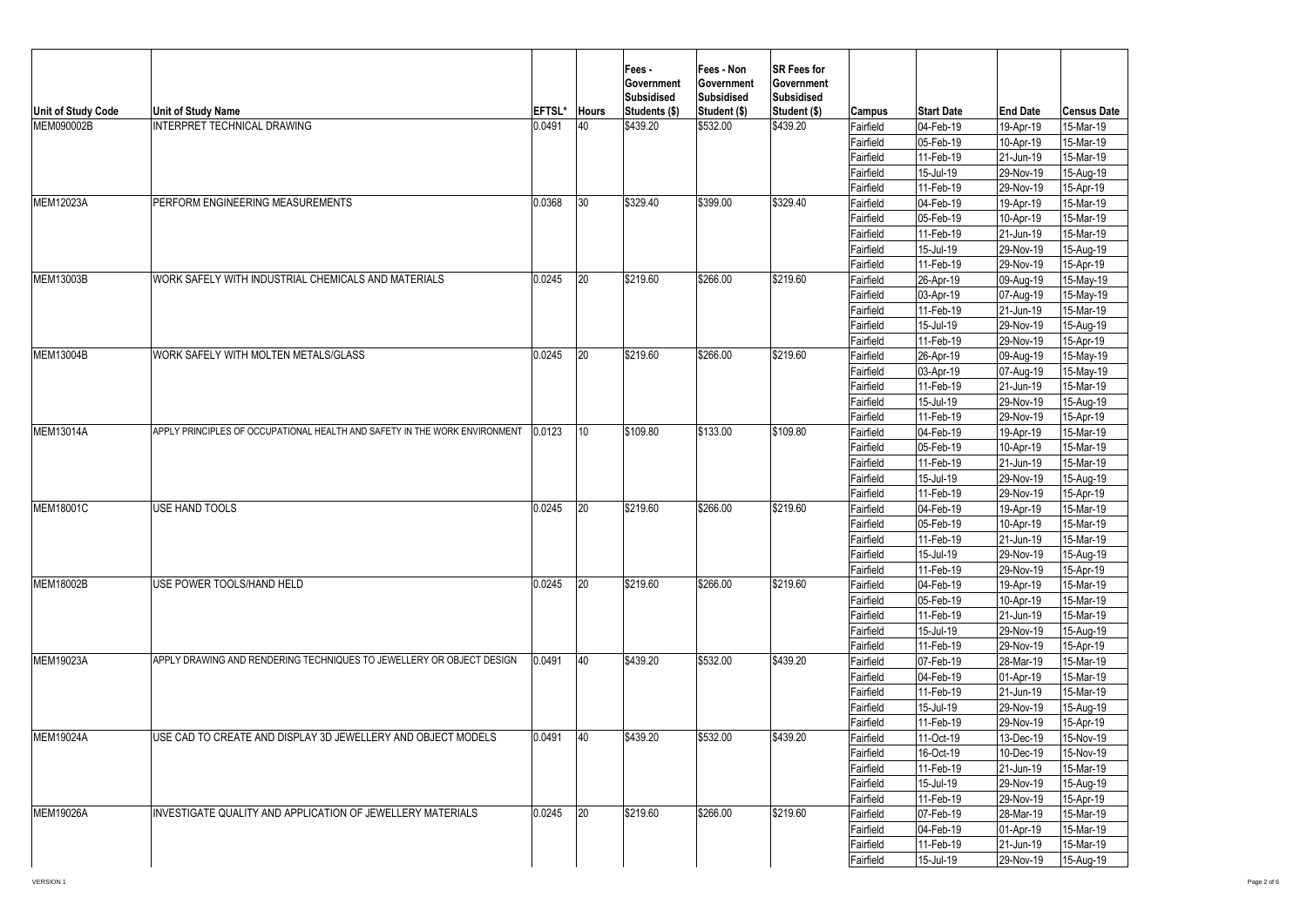| Unit of Study Code | Unit of Study Name | EFTSL* | Hours | Fees - Government Subsidised Students ($) | Fees - Non Government Subsidised Student ($) | SR Fees for Government Subsidised Student ($) | Campus | Start Date | End Date | Census Date |
|---|---|---|---|---|---|---|---|---|---|---|
| MEM090002B | INTERPRET TECHNICAL DRAWING | 0.0491 | 40 | $439.20 | $532.00 | $439.20 | Fairfield | 04-Feb-19 | 19-Apr-19 | 15-Mar-19 |
| | | | | | | | Fairfield | 05-Feb-19 | 10-Apr-19 | 15-Mar-19 |
| | | | | | | | Fairfield | 11-Feb-19 | 21-Jun-19 | 15-Mar-19 |
| | | | | | | | Fairfield | 15-Jul-19 | 29-Nov-19 | 15-Aug-19 |
| | | | | | | | Fairfield | 11-Feb-19 | 29-Nov-19 | 15-Apr-19 |
| MEM12023A | PERFORM ENGINEERING MEASUREMENTS | 0.0368 | 30 | $329.40 | $399.00 | $329.40 | Fairfield | 04-Feb-19 | 19-Apr-19 | 15-Mar-19 |
| | | | | | | | Fairfield | 05-Feb-19 | 10-Apr-19 | 15-Mar-19 |
| | | | | | | | Fairfield | 11-Feb-19 | 21-Jun-19 | 15-Mar-19 |
| | | | | | | | Fairfield | 15-Jul-19 | 29-Nov-19 | 15-Aug-19 |
| | | | | | | | Fairfield | 11-Feb-19 | 29-Nov-19 | 15-Apr-19 |
| MEM13003B | WORK SAFELY WITH INDUSTRIAL CHEMICALS AND MATERIALS | 0.0245 | 20 | $219.60 | $266.00 | $219.60 | Fairfield | 26-Apr-19 | 09-Aug-19 | 15-May-19 |
| | | | | | | | Fairfield | 03-Apr-19 | 07-Aug-19 | 15-May-19 |
| | | | | | | | Fairfield | 11-Feb-19 | 21-Jun-19 | 15-Mar-19 |
| | | | | | | | Fairfield | 15-Jul-19 | 29-Nov-19 | 15-Aug-19 |
| | | | | | | | Fairfield | 11-Feb-19 | 29-Nov-19 | 15-Apr-19 |
| MEM13004B | WORK SAFELY WITH MOLTEN METALS/GLASS | 0.0245 | 20 | $219.60 | $266.00 | $219.60 | Fairfield | 26-Apr-19 | 09-Aug-19 | 15-May-19 |
| | | | | | | | Fairfield | 03-Apr-19 | 07-Aug-19 | 15-May-19 |
| | | | | | | | Fairfield | 11-Feb-19 | 21-Jun-19 | 15-Mar-19 |
| | | | | | | | Fairfield | 15-Jul-19 | 29-Nov-19 | 15-Aug-19 |
| | | | | | | | Fairfield | 11-Feb-19 | 29-Nov-19 | 15-Apr-19 |
| MEM13014A | APPLY PRINCIPLES OF OCCUPATIONAL HEALTH AND SAFETY IN THE WORK ENVIRONMENT | 0.0123 | 10 | $109.80 | $133.00 | $109.80 | Fairfield | 04-Feb-19 | 19-Apr-19 | 15-Mar-19 |
| | | | | | | | Fairfield | 05-Feb-19 | 10-Apr-19 | 15-Mar-19 |
| | | | | | | | Fairfield | 11-Feb-19 | 21-Jun-19 | 15-Mar-19 |
| | | | | | | | Fairfield | 15-Jul-19 | 29-Nov-19 | 15-Aug-19 |
| | | | | | | | Fairfield | 11-Feb-19 | 29-Nov-19 | 15-Apr-19 |
| MEM18001C | USE HAND TOOLS | 0.0245 | 20 | $219.60 | $266.00 | $219.60 | Fairfield | 04-Feb-19 | 19-Apr-19 | 15-Mar-19 |
| | | | | | | | Fairfield | 05-Feb-19 | 10-Apr-19 | 15-Mar-19 |
| | | | | | | | Fairfield | 11-Feb-19 | 21-Jun-19 | 15-Mar-19 |
| | | | | | | | Fairfield | 15-Jul-19 | 29-Nov-19 | 15-Aug-19 |
| | | | | | | | Fairfield | 11-Feb-19 | 29-Nov-19 | 15-Apr-19 |
| MEM18002B | USE POWER TOOLS/HAND HELD | 0.0245 | 20 | $219.60 | $266.00 | $219.60 | Fairfield | 04-Feb-19 | 19-Apr-19 | 15-Mar-19 |
| | | | | | | | Fairfield | 05-Feb-19 | 10-Apr-19 | 15-Mar-19 |
| | | | | | | | Fairfield | 11-Feb-19 | 21-Jun-19 | 15-Mar-19 |
| | | | | | | | Fairfield | 15-Jul-19 | 29-Nov-19 | 15-Aug-19 |
| | | | | | | | Fairfield | 11-Feb-19 | 29-Nov-19 | 15-Apr-19 |
| MEM19023A | APPLY DRAWING AND RENDERING TECHNIQUES TO JEWELLERY OR OBJECT DESIGN | 0.0491 | 40 | $439.20 | $532.00 | $439.20 | Fairfield | 07-Feb-19 | 28-Mar-19 | 15-Mar-19 |
| | | | | | | | Fairfield | 04-Feb-19 | 01-Apr-19 | 15-Mar-19 |
| | | | | | | | Fairfield | 11-Feb-19 | 21-Jun-19 | 15-Mar-19 |
| | | | | | | | Fairfield | 15-Jul-19 | 29-Nov-19 | 15-Aug-19 |
| | | | | | | | Fairfield | 11-Feb-19 | 29-Nov-19 | 15-Apr-19 |
| MEM19024A | USE CAD TO CREATE AND DISPLAY 3D JEWELLERY AND OBJECT MODELS | 0.0491 | 40 | $439.20 | $532.00 | $439.20 | Fairfield | 11-Oct-19 | 13-Dec-19 | 15-Nov-19 |
| | | | | | | | Fairfield | 16-Oct-19 | 10-Dec-19 | 15-Nov-19 |
| | | | | | | | Fairfield | 11-Feb-19 | 21-Jun-19 | 15-Mar-19 |
| | | | | | | | Fairfield | 15-Jul-19 | 29-Nov-19 | 15-Aug-19 |
| | | | | | | | Fairfield | 11-Feb-19 | 29-Nov-19 | 15-Apr-19 |
| MEM19026A | INVESTIGATE QUALITY AND APPLICATION OF JEWELLERY MATERIALS | 0.0245 | 20 | $219.60 | $266.00 | $219.60 | Fairfield | 07-Feb-19 | 28-Mar-19 | 15-Mar-19 |
| | | | | | | | Fairfield | 04-Feb-19 | 01-Apr-19 | 15-Mar-19 |
| | | | | | | | Fairfield | 11-Feb-19 | 21-Jun-19 | 15-Mar-19 |
| | | | | | | | Fairfield | 15-Jul-19 | 29-Nov-19 | 15-Aug-19 |

VERSION 1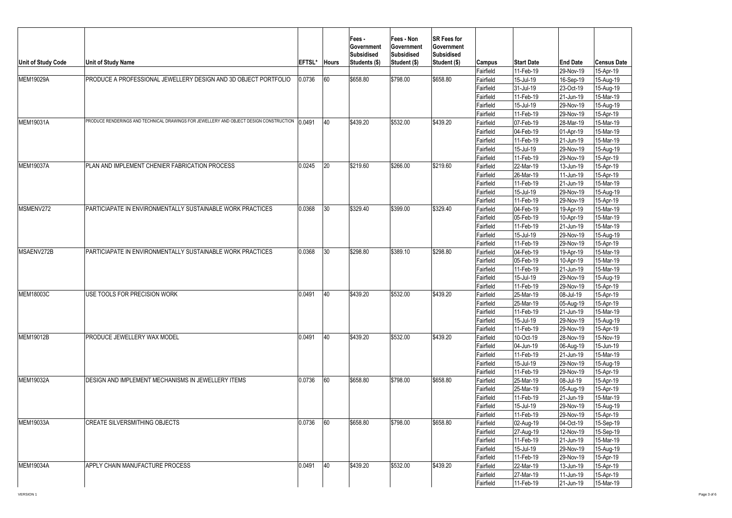| Unit of Study Code | Unit of Study Name | EFTSL* | Hours | Fees - Government Subsidised Students ($) | Fees - Non Government Subsidised Student ($) | SR Fees for Government Subsidised Student ($) | Campus | Start Date | End Date | Census Date |
|---|---|---|---|---|---|---|---|---|---|---|
| | | | | | | | Fairfield | 11-Feb-19 | 29-Nov-19 | 15-Apr-19 |
| MEM19029A | PRODUCE A PROFESSIONAL JEWELLERY DESIGN AND 3D OBJECT PORTFOLIO | 0.0736 | 60 | $658.80 | $798.00 | $658.80 | Fairfield | 15-Jul-19 | 16-Sep-19 | 15-Aug-19 |
| | | | | | | | Fairfield | 31-Jul-19 | 23-Oct-19 | 15-Aug-19 |
| | | | | | | | Fairfield | 11-Feb-19 | 21-Jun-19 | 15-Mar-19 |
| | | | | | | | Fairfield | 15-Jul-19 | 29-Nov-19 | 15-Aug-19 |
| | | | | | | | Fairfield | 11-Feb-19 | 29-Nov-19 | 15-Apr-19 |
| MEM19031A | PRODUCE RENDERINGS AND TECHNICAL DRAWINGS FOR JEWELLERY AND OBJECT DESIGN CONSTRUCTION | 0.0491 | 40 | $439.20 | $532.00 | $439.20 | Fairfield | 07-Feb-19 | 28-Mar-19 | 15-Mar-19 |
| | | | | | | | Fairfield | 04-Feb-19 | 01-Apr-19 | 15-Mar-19 |
| | | | | | | | Fairfield | 11-Feb-19 | 21-Jun-19 | 15-Mar-19 |
| | | | | | | | Fairfield | 15-Jul-19 | 29-Nov-19 | 15-Aug-19 |
| | | | | | | | Fairfield | 11-Feb-19 | 29-Nov-19 | 15-Apr-19 |
| MEM19037A | PLAN AND IMPLEMENT CHENIER FABRICATION PROCESS | 0.0245 | 20 | $219.60 | $266.00 | $219.60 | Fairfield | 22-Mar-19 | 13-Jun-19 | 15-Apr-19 |
| | | | | | | | Fairfield | 26-Mar-19 | 11-Jun-19 | 15-Apr-19 |
| | | | | | | | Fairfield | 11-Feb-19 | 21-Jun-19 | 15-Mar-19 |
| | | | | | | | Fairfield | 15-Jul-19 | 29-Nov-19 | 15-Aug-19 |
| | | | | | | | Fairfield | 11-Feb-19 | 29-Nov-19 | 15-Apr-19 |
| MSMENV272 | PARTICIAPATE IN ENVIRONMENTALLY SUSTAINABLE WORK PRACTICES | 0.0368 | 30 | $329.40 | $399.00 | $329.40 | Fairfield | 04-Feb-19 | 19-Apr-19 | 15-Mar-19 |
| | | | | | | | Fairfield | 05-Feb-19 | 10-Apr-19 | 15-Mar-19 |
| | | | | | | | Fairfield | 11-Feb-19 | 21-Jun-19 | 15-Mar-19 |
| | | | | | | | Fairfield | 15-Jul-19 | 29-Nov-19 | 15-Aug-19 |
| | | | | | | | Fairfield | 11-Feb-19 | 29-Nov-19 | 15-Apr-19 |
| MSAENV272B | PARTICIAPATE IN ENVIRONMENTALLY SUSTAINABLE WORK PRACTICES | 0.0368 | 30 | $298.80 | $389.10 | $298.80 | Fairfield | 04-Feb-19 | 19-Apr-19 | 15-Mar-19 |
| | | | | | | | Fairfield | 05-Feb-19 | 10-Apr-19 | 15-Mar-19 |
| | | | | | | | Fairfield | 11-Feb-19 | 21-Jun-19 | 15-Mar-19 |
| | | | | | | | Fairfield | 15-Jul-19 | 29-Nov-19 | 15-Aug-19 |
| | | | | | | | Fairfield | 11-Feb-19 | 29-Nov-19 | 15-Apr-19 |
| MEM18003C | USE TOOLS FOR PRECISION WORK | 0.0491 | 40 | $439.20 | $532.00 | $439.20 | Fairfield | 25-Mar-19 | 08-Jul-19 | 15-Apr-19 |
| | | | | | | | Fairfield | 25-Mar-19 | 05-Aug-19 | 15-Apr-19 |
| | | | | | | | Fairfield | 11-Feb-19 | 21-Jun-19 | 15-Mar-19 |
| | | | | | | | Fairfield | 15-Jul-19 | 29-Nov-19 | 15-Aug-19 |
| | | | | | | | Fairfield | 11-Feb-19 | 29-Nov-19 | 15-Apr-19 |
| MEM19012B | PRODUCE JEWELLERY WAX MODEL | 0.0491 | 40 | $439.20 | $532.00 | $439.20 | Fairfield | 10-Oct-19 | 28-Nov-19 | 15-Nov-19 |
| | | | | | | | Fairfield | 04-Jun-19 | 06-Aug-19 | 15-Jun-19 |
| | | | | | | | Fairfield | 11-Feb-19 | 21-Jun-19 | 15-Mar-19 |
| | | | | | | | Fairfield | 15-Jul-19 | 29-Nov-19 | 15-Aug-19 |
| | | | | | | | Fairfield | 11-Feb-19 | 29-Nov-19 | 15-Apr-19 |
| MEM19032A | DESIGN AND IMPLEMENT MECHANISMS IN JEWELLERY ITEMS | 0.0736 | 60 | $658.80 | $798.00 | $658.80 | Fairfield | 25-Mar-19 | 08-Jul-19 | 15-Apr-19 |
| | | | | | | | Fairfield | 25-Mar-19 | 05-Aug-19 | 15-Apr-19 |
| | | | | | | | Fairfield | 11-Feb-19 | 21-Jun-19 | 15-Mar-19 |
| | | | | | | | Fairfield | 15-Jul-19 | 29-Nov-19 | 15-Aug-19 |
| | | | | | | | Fairfield | 11-Feb-19 | 29-Nov-19 | 15-Apr-19 |
| MEM19033A | CREATE SILVERSMITHING OBJECTS | 0.0736 | 60 | $658.80 | $798.00 | $658.80 | Fairfield | 02-Aug-19 | 04-Oct-19 | 15-Sep-19 |
| | | | | | | | Fairfield | 27-Aug-19 | 12-Nov-19 | 15-Sep-19 |
| | | | | | | | Fairfield | 11-Feb-19 | 21-Jun-19 | 15-Mar-19 |
| | | | | | | | Fairfield | 15-Jul-19 | 29-Nov-19 | 15-Aug-19 |
| | | | | | | | Fairfield | 11-Feb-19 | 29-Nov-19 | 15-Apr-19 |
| MEM19034A | APPLY CHAIN MANUFACTURE PROCESS | 0.0491 | 40 | $439.20 | $532.00 | $439.20 | Fairfield | 22-Mar-19 | 13-Jun-19 | 15-Apr-19 |
| | | | | | | | Fairfield | 27-Mar-19 | 11-Jun-19 | 15-Apr-19 |
| | | | | | | | Fairfield | 11-Feb-19 | 21-Jun-19 | 15-Mar-19 |

VERSION 1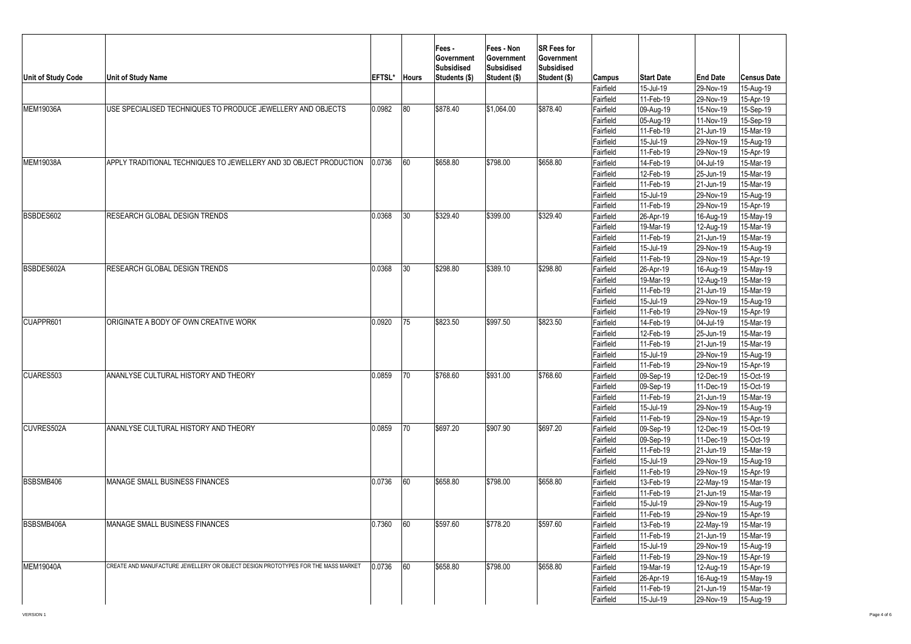| Unit of Study Code | Unit of Study Name | EFTSL* | Hours | Fees - Government Subsidised Students ($) | Fees - Non Government Subsidised Student ($) | SR Fees for Government Subsidised Student ($) | Campus | Start Date | End Date | Census Date |
|---|---|---|---|---|---|---|---|---|---|---|
| | | | | | | | Fairfield | 15-Jul-19 | 29-Nov-19 | 15-Aug-19 |
| | | | | | | | Fairfield | 11-Feb-19 | 29-Nov-19 | 15-Apr-19 |
| MEM19036A | USE SPECIALISED TECHNIQUES TO PRODUCE JEWELLERY AND OBJECTS | 0.0982 | 80 | $878.40 | $1,064.00 | $878.40 | Fairfield | 09-Aug-19 | 15-Nov-19 | 15-Sep-19 |
| | | | | | | | Fairfield | 05-Aug-19 | 11-Nov-19 | 15-Sep-19 |
| | | | | | | | Fairfield | 11-Feb-19 | 21-Jun-19 | 15-Mar-19 |
| | | | | | | | Fairfield | 15-Jul-19 | 29-Nov-19 | 15-Aug-19 |
| | | | | | | | Fairfield | 11-Feb-19 | 29-Nov-19 | 15-Apr-19 |
| MEM19038A | APPLY TRADITIONAL TECHNIQUES TO JEWELLERY AND 3D OBJECT PRODUCTION | 0.0736 | 60 | $658.80 | $798.00 | $658.80 | Fairfield | 14-Feb-19 | 04-Jul-19 | 15-Mar-19 |
| | | | | | | | Fairfield | 12-Feb-19 | 25-Jun-19 | 15-Mar-19 |
| | | | | | | | Fairfield | 11-Feb-19 | 21-Jun-19 | 15-Mar-19 |
| | | | | | | | Fairfield | 15-Jul-19 | 29-Nov-19 | 15-Aug-19 |
| | | | | | | | Fairfield | 11-Feb-19 | 29-Nov-19 | 15-Apr-19 |
| BSBDES602 | RESEARCH GLOBAL DESIGN TRENDS | 0.0368 | 30 | $329.40 | $399.00 | $329.40 | Fairfield | 26-Apr-19 | 16-Aug-19 | 15-May-19 |
| | | | | | | | Fairfield | 19-Mar-19 | 12-Aug-19 | 15-Mar-19 |
| | | | | | | | Fairfield | 11-Feb-19 | 21-Jun-19 | 15-Mar-19 |
| | | | | | | | Fairfield | 15-Jul-19 | 29-Nov-19 | 15-Aug-19 |
| | | | | | | | Fairfield | 11-Feb-19 | 29-Nov-19 | 15-Apr-19 |
| BSBDES602A | RESEARCH GLOBAL DESIGN TRENDS | 0.0368 | 30 | $298.80 | $389.10 | $298.80 | Fairfield | 26-Apr-19 | 16-Aug-19 | 15-May-19 |
| | | | | | | | Fairfield | 19-Mar-19 | 12-Aug-19 | 15-Mar-19 |
| | | | | | | | Fairfield | 11-Feb-19 | 21-Jun-19 | 15-Mar-19 |
| | | | | | | | Fairfield | 15-Jul-19 | 29-Nov-19 | 15-Aug-19 |
| | | | | | | | Fairfield | 11-Feb-19 | 29-Nov-19 | 15-Apr-19 |
| CUAPPR601 | ORIGINATE A BODY OF OWN CREATIVE WORK | 0.0920 | 75 | $823.50 | $997.50 | $823.50 | Fairfield | 14-Feb-19 | 04-Jul-19 | 15-Mar-19 |
| | | | | | | | Fairfield | 12-Feb-19 | 25-Jun-19 | 15-Mar-19 |
| | | | | | | | Fairfield | 11-Feb-19 | 21-Jun-19 | 15-Mar-19 |
| | | | | | | | Fairfield | 15-Jul-19 | 29-Nov-19 | 15-Aug-19 |
| | | | | | | | Fairfield | 11-Feb-19 | 29-Nov-19 | 15-Apr-19 |
| CUARES503 | ANANLYSE CULTURAL HISTORY AND THEORY | 0.0859 | 70 | $768.60 | $931.00 | $768.60 | Fairfield | 09-Sep-19 | 12-Dec-19 | 15-Oct-19 |
| | | | | | | | Fairfield | 09-Sep-19 | 11-Dec-19 | 15-Oct-19 |
| | | | | | | | Fairfield | 11-Feb-19 | 21-Jun-19 | 15-Mar-19 |
| | | | | | | | Fairfield | 15-Jul-19 | 29-Nov-19 | 15-Aug-19 |
| | | | | | | | Fairfield | 11-Feb-19 | 29-Nov-19 | 15-Apr-19 |
| CUVRES502A | ANANLYSE CULTURAL HISTORY AND THEORY | 0.0859 | 70 | $697.20 | $907.90 | $697.20 | Fairfield | 09-Sep-19 | 12-Dec-19 | 15-Oct-19 |
| | | | | | | | Fairfield | 09-Sep-19 | 11-Dec-19 | 15-Oct-19 |
| | | | | | | | Fairfield | 11-Feb-19 | 21-Jun-19 | 15-Mar-19 |
| | | | | | | | Fairfield | 15-Jul-19 | 29-Nov-19 | 15-Aug-19 |
| | | | | | | | Fairfield | 11-Feb-19 | 29-Nov-19 | 15-Apr-19 |
| BSBSMB406 | MANAGE SMALL BUSINESS FINANCES | 0.0736 | 60 | $658.80 | $798.00 | $658.80 | Fairfield | 13-Feb-19 | 22-May-19 | 15-Mar-19 |
| | | | | | | | Fairfield | 11-Feb-19 | 21-Jun-19 | 15-Mar-19 |
| | | | | | | | Fairfield | 15-Jul-19 | 29-Nov-19 | 15-Aug-19 |
| | | | | | | | Fairfield | 11-Feb-19 | 29-Nov-19 | 15-Apr-19 |
| BSBSMB406A | MANAGE SMALL BUSINESS FINANCES | 0.7360 | 60 | $597.60 | $778.20 | $597.60 | Fairfield | 13-Feb-19 | 22-May-19 | 15-Mar-19 |
| | | | | | | | Fairfield | 11-Feb-19 | 21-Jun-19 | 15-Mar-19 |
| | | | | | | | Fairfield | 15-Jul-19 | 29-Nov-19 | 15-Aug-19 |
| | | | | | | | Fairfield | 11-Feb-19 | 29-Nov-19 | 15-Apr-19 |
| MEM19040A | CREATE AND MANUFACTURE JEWELLERY OR OBJECT DESIGN PROTOTYPES FOR THE MASS MARKET | 0.0736 | 60 | $658.80 | $798.00 | $658.80 | Fairfield | 19-Mar-19 | 12-Aug-19 | 15-Apr-19 |
| | | | | | | | Fairfield | 26-Apr-19 | 16-Aug-19 | 15-May-19 |
| | | | | | | | Fairfield | 11-Feb-19 | 21-Jun-19 | 15-Mar-19 |
| | | | | | | | Fairfield | 15-Jul-19 | 29-Nov-19 | 15-Aug-19 |

VERSION 1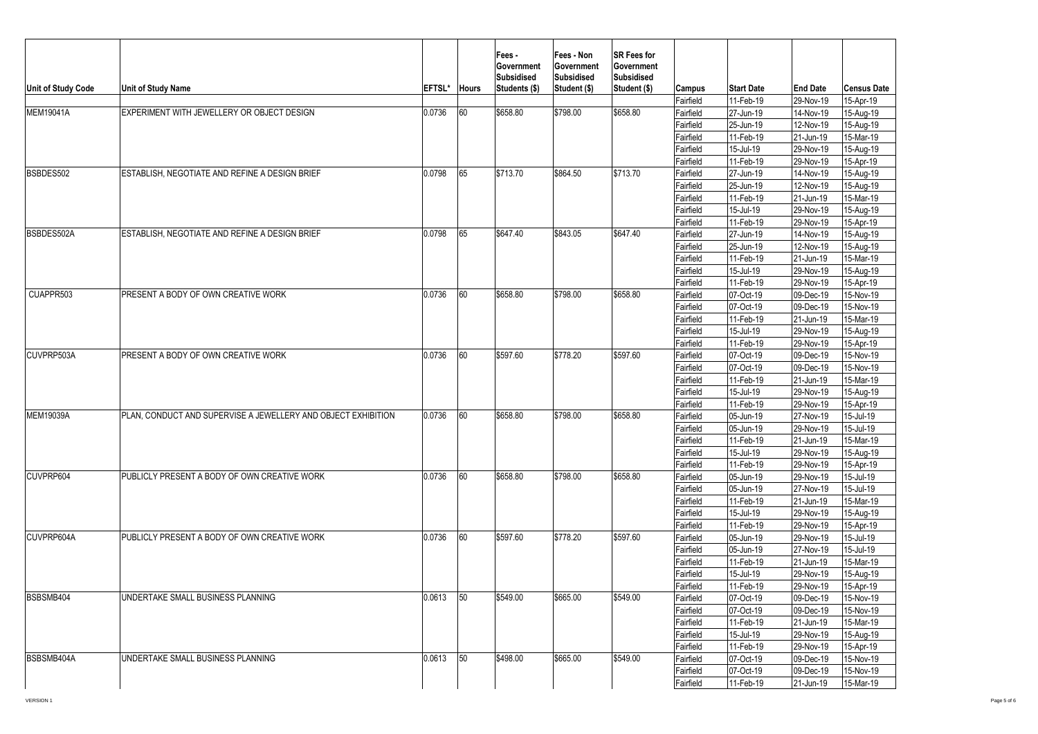| Unit of Study Code | Unit of Study Name | EFTSL* | Hours | Fees - Government Subsidised Students ($) | Fees - Non Government Subsidised Student ($) | SR Fees for Government Subsidised Student ($) | Campus | Start Date | End Date | Census Date |
|---|---|---|---|---|---|---|---|---|---|---|
| | | | | | | | Fairfield | 11-Feb-19 | 29-Nov-19 | 15-Apr-19 |
| MEM19041A | EXPERIMENT WITH JEWELLERY OR OBJECT DESIGN | 0.0736 | 60 | $658.80 | $798.00 | $658.80 | Fairfield | 27-Jun-19 | 14-Nov-19 | 15-Aug-19 |
| | | | | | | | Fairfield | 25-Jun-19 | 12-Nov-19 | 15-Aug-19 |
| | | | | | | | Fairfield | 11-Feb-19 | 21-Jun-19 | 15-Mar-19 |
| | | | | | | | Fairfield | 15-Jul-19 | 29-Nov-19 | 15-Aug-19 |
| | | | | | | | Fairfield | 11-Feb-19 | 29-Nov-19 | 15-Apr-19 |
| BSBDES502 | ESTABLISH, NEGOTIATE AND REFINE A DESIGN BRIEF | 0.0798 | 65 | $713.70 | $864.50 | $713.70 | Fairfield | 27-Jun-19 | 14-Nov-19 | 15-Aug-19 |
| | | | | | | | Fairfield | 25-Jun-19 | 12-Nov-19 | 15-Aug-19 |
| | | | | | | | Fairfield | 11-Feb-19 | 21-Jun-19 | 15-Mar-19 |
| | | | | | | | Fairfield | 15-Jul-19 | 29-Nov-19 | 15-Aug-19 |
| | | | | | | | Fairfield | 11-Feb-19 | 29-Nov-19 | 15-Apr-19 |
| BSBDES502A | ESTABLISH, NEGOTIATE AND REFINE A DESIGN BRIEF | 0.0798 | 65 | $647.40 | $843.05 | $647.40 | Fairfield | 27-Jun-19 | 14-Nov-19 | 15-Aug-19 |
| | | | | | | | Fairfield | 25-Jun-19 | 12-Nov-19 | 15-Aug-19 |
| | | | | | | | Fairfield | 11-Feb-19 | 21-Jun-19 | 15-Mar-19 |
| | | | | | | | Fairfield | 15-Jul-19 | 29-Nov-19 | 15-Aug-19 |
| | | | | | | | Fairfield | 11-Feb-19 | 29-Nov-19 | 15-Apr-19 |
| CUAPPR503 | PRESENT A BODY OF OWN CREATIVE WORK | 0.0736 | 60 | $658.80 | $798.00 | $658.80 | Fairfield | 07-Oct-19 | 09-Dec-19 | 15-Nov-19 |
| | | | | | | | Fairfield | 07-Oct-19 | 09-Dec-19 | 15-Nov-19 |
| | | | | | | | Fairfield | 11-Feb-19 | 21-Jun-19 | 15-Mar-19 |
| | | | | | | | Fairfield | 15-Jul-19 | 29-Nov-19 | 15-Aug-19 |
| | | | | | | | Fairfield | 11-Feb-19 | 29-Nov-19 | 15-Apr-19 |
| CUVPRP503A | PRESENT A BODY OF OWN CREATIVE WORK | 0.0736 | 60 | $597.60 | $778.20 | $597.60 | Fairfield | 07-Oct-19 | 09-Dec-19 | 15-Nov-19 |
| | | | | | | | Fairfield | 07-Oct-19 | 09-Dec-19 | 15-Nov-19 |
| | | | | | | | Fairfield | 11-Feb-19 | 21-Jun-19 | 15-Mar-19 |
| | | | | | | | Fairfield | 15-Jul-19 | 29-Nov-19 | 15-Aug-19 |
| | | | | | | | Fairfield | 11-Feb-19 | 29-Nov-19 | 15-Apr-19 |
| MEM19039A | PLAN, CONDUCT AND SUPERVISE A JEWELLERY AND OBJECT EXHIBITION | 0.0736 | 60 | $658.80 | $798.00 | $658.80 | Fairfield | 05-Jun-19 | 27-Nov-19 | 15-Jul-19 |
| | | | | | | | Fairfield | 05-Jun-19 | 29-Nov-19 | 15-Jul-19 |
| | | | | | | | Fairfield | 11-Feb-19 | 21-Jun-19 | 15-Mar-19 |
| | | | | | | | Fairfield | 15-Jul-19 | 29-Nov-19 | 15-Aug-19 |
| | | | | | | | Fairfield | 11-Feb-19 | 29-Nov-19 | 15-Apr-19 |
| CUVPRP604 | PUBLICLY PRESENT A BODY OF OWN CREATIVE WORK | 0.0736 | 60 | $658.80 | $798.00 | $658.80 | Fairfield | 05-Jun-19 | 29-Nov-19 | 15-Jul-19 |
| | | | | | | | Fairfield | 05-Jun-19 | 27-Nov-19 | 15-Jul-19 |
| | | | | | | | Fairfield | 11-Feb-19 | 21-Jun-19 | 15-Mar-19 |
| | | | | | | | Fairfield | 15-Jul-19 | 29-Nov-19 | 15-Aug-19 |
| | | | | | | | Fairfield | 11-Feb-19 | 29-Nov-19 | 15-Apr-19 |
| CUVPRP604A | PUBLICLY PRESENT A BODY OF OWN CREATIVE WORK | 0.0736 | 60 | $597.60 | $778.20 | $597.60 | Fairfield | 05-Jun-19 | 29-Nov-19 | 15-Jul-19 |
| | | | | | | | Fairfield | 05-Jun-19 | 27-Nov-19 | 15-Jul-19 |
| | | | | | | | Fairfield | 11-Feb-19 | 21-Jun-19 | 15-Mar-19 |
| | | | | | | | Fairfield | 15-Jul-19 | 29-Nov-19 | 15-Aug-19 |
| | | | | | | | Fairfield | 11-Feb-19 | 29-Nov-19 | 15-Apr-19 |
| BSBSMB404 | UNDERTAKE SMALL BUSINESS PLANNING | 0.0613 | 50 | $549.00 | $665.00 | $549.00 | Fairfield | 07-Oct-19 | 09-Dec-19 | 15-Nov-19 |
| | | | | | | | Fairfield | 07-Oct-19 | 09-Dec-19 | 15-Nov-19 |
| | | | | | | | Fairfield | 11-Feb-19 | 21-Jun-19 | 15-Mar-19 |
| | | | | | | | Fairfield | 15-Jul-19 | 29-Nov-19 | 15-Aug-19 |
| | | | | | | | Fairfield | 11-Feb-19 | 29-Nov-19 | 15-Apr-19 |
| BSBSMB404A | UNDERTAKE SMALL BUSINESS PLANNING | 0.0613 | 50 | $498.00 | $665.00 | $549.00 | Fairfield | 07-Oct-19 | 09-Dec-19 | 15-Nov-19 |
| | | | | | | | Fairfield | 07-Oct-19 | 09-Dec-19 | 15-Nov-19 |
| | | | | | | | Fairfield | 11-Feb-19 | 21-Jun-19 | 15-Mar-19 |

VERSION 1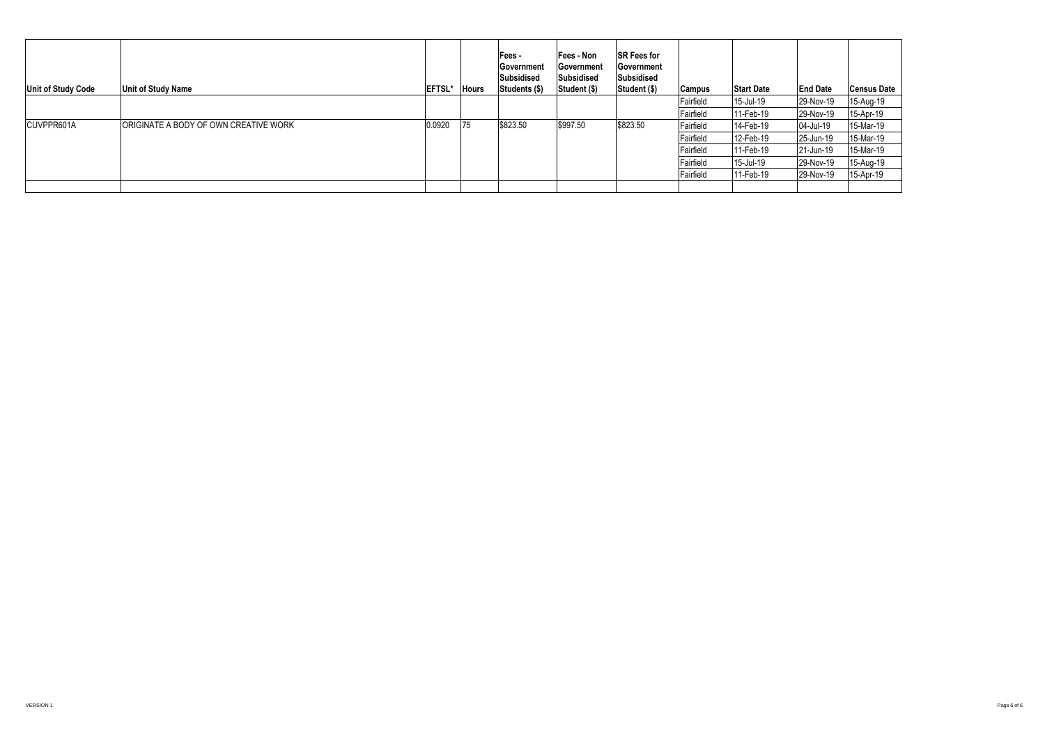| Unit of Study Code | Unit of Study Name | EFTSL* | Hours | Fees - Government Subsidised Students ($) | Fees - Non Government Subsidised Student ($) | SR Fees for Government Subsidised Student ($) | Campus | Start Date | End Date | Census Date |
|---|---|---|---|---|---|---|---|---|---|---|
| | | | | | | | Fairfield | 15-Jul-19 | 29-Nov-19 | 15-Aug-19 |
| | | | | | | | Fairfield | 11-Feb-19 | 29-Nov-19 | 15-Apr-19 |
| CUVPPR601A | ORIGINATE A BODY OF OWN CREATIVE WORK | 0.0920 | 75 | $823.50 | $997.50 | $823.50 | Fairfield | 14-Feb-19 | 04-Jul-19 | 15-Mar-19 |
| | | | | | | | Fairfield | 12-Feb-19 | 25-Jun-19 | 15-Mar-19 |
| | | | | | | | Fairfield | 11-Feb-19 | 21-Jun-19 | 15-Mar-19 |
| | | | | | | | Fairfield | 15-Jul-19 | 29-Nov-19 | 15-Aug-19 |
| | | | | | | | Fairfield | 11-Feb-19 | 29-Nov-19 | 15-Apr-19 |
| | | | | | | | | | | |

VERSION 1